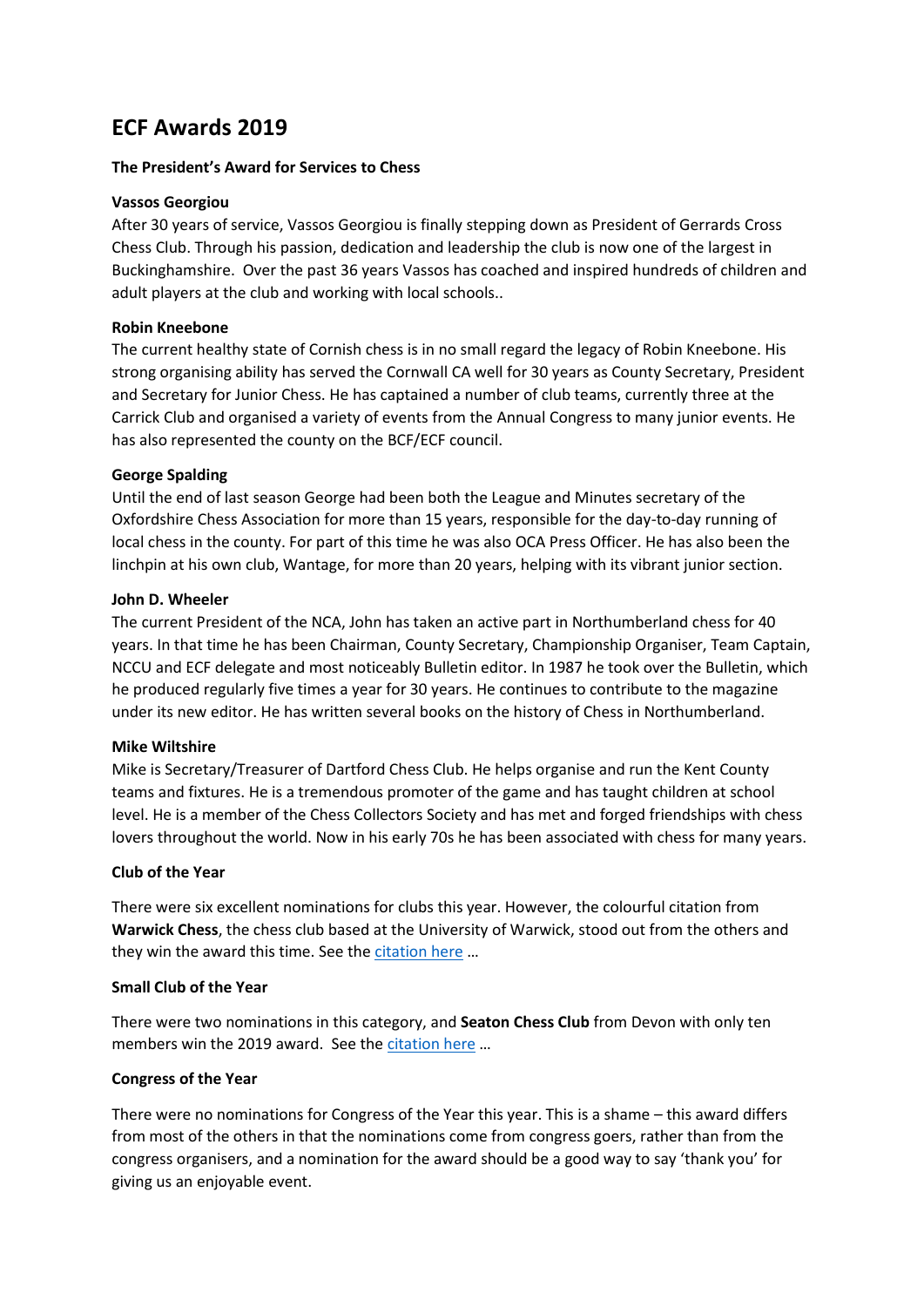# ECF Awards 2019

**The President's Award for Services to Chess**

**Vassos Georgiou**

After 30 years of service, Vassos Georgiou is finally stepping down as President of Gerrards Cross Chess Club. Through his passion, dedication and leadership the club is now one of the largest in Buckinghamshire. Over the past 36 years Vassos has coached and inspired hundreds of children and adult players at the club and working with local schools..

**Robin Kneebone**

The current healthy state of Cornish chess is in no small regard the legacy of Robin Kneebone. His strong organising ability has served the Cornwall CA well for 30 years as County Secretary, President and Secretary for Junior Chess. He has captained a number of club teams, currently three at the Carrick Club and organised a variety of events from the Annual Congress to many junior events. He has also represented the county on the BCF/ECF council.

**George Spalding**

Until the end of last season George had been both the League and Minutes secretary of the Oxfordshire Chess Association for more than 15 years, responsible for the day-to-day running of local chess in the county. For part of this time he was also OCA Press Officer. He has also been the linchpin at his own club, Wantage, for more than 20 years, helping with its vibrant junior section.

**John D. Wheeler**

The current President of the NCA, John has taken an active part in Northumberland chess for 40 years. In that time he has been Chairman, County Secretary, Championship Organiser, Team Captain, NCCU and ECF delegate and most noticeably Bulletin editor. In 1987 he took over the Bulletin, which he produced regularly five times a year for 30 years. He continues to contribute to the magazine under its new editor. He has written several books on the history of Chess in Northumberland.

**Mike Wiltshire**

Mike is Secretary/Treasurer of Dartford Chess Club. He helps organise and run the Kent County teams and fixtures. He is a tremendous promoter of the game and has taught children at school level. He is a member of the Chess Collectors Society and has met and forged friendships with chess lovers throughout the world. Now in his early 70s he has been associated with chess for many years.

**Club of the Year**

There were six excellent nominations for clubs this year. However, the colourful citation from **Warwick Chess**, the chess club based at the University of Warwick, stood out from the others and they win the award this time. See the citation here …

**Small Club of the Year**

There were two nominations in this category, and **Seaton Chess Club** from Devon with only ten members win the 2019 award. See the citation here …

**Congress of the Year**

There were no nominations for Congress of the Year this year. This is a shame – this award differs from most of the others in that the nominations come from congress goers, rather than from the congress organisers, and a nomination for the award should be a good way to say 'thank you' for giving us an enjoyable event.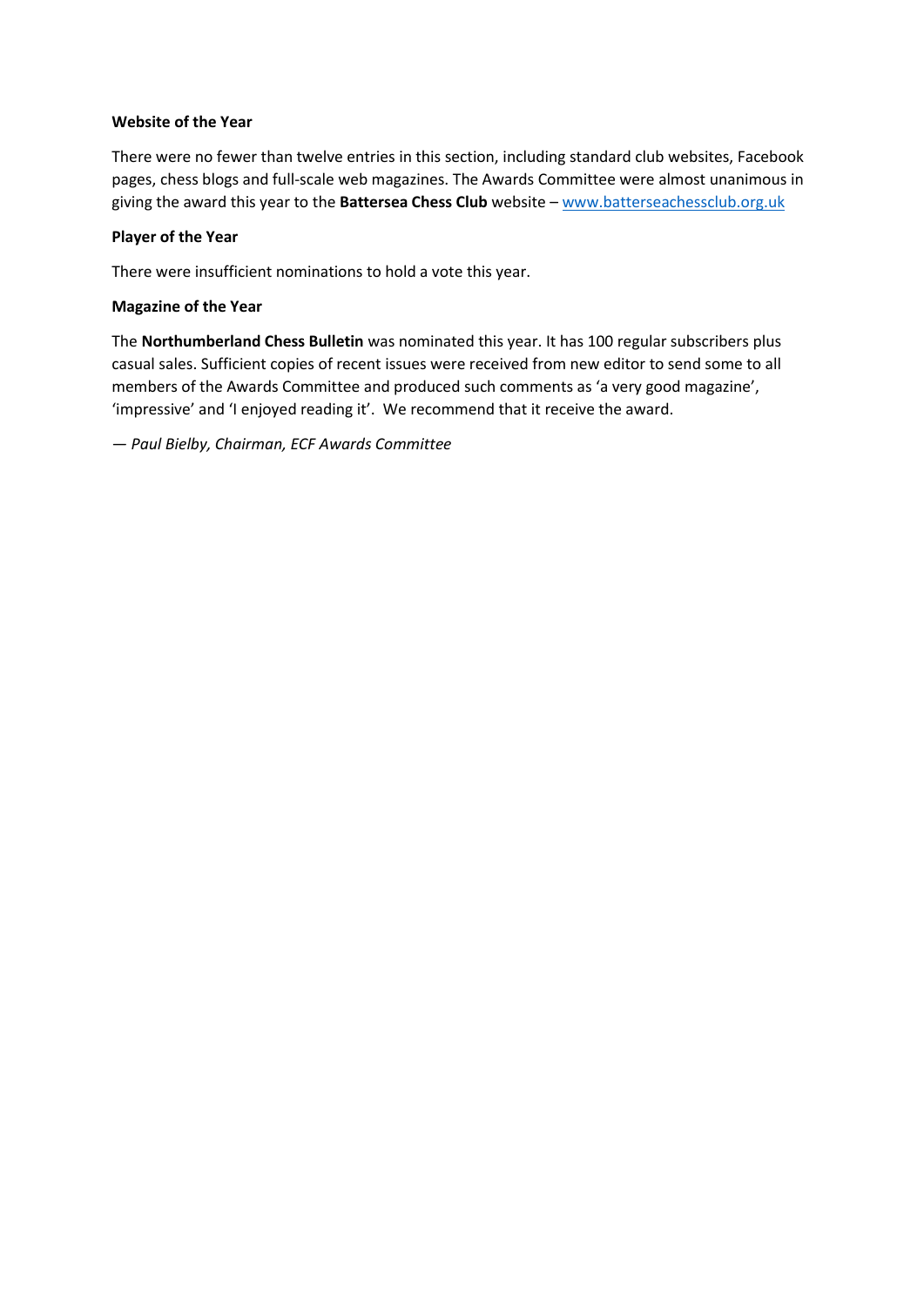**Website of the Year**

There were no fewer than twelve entries in this section, including standard club websites, Facebook pages, chess blogs and full-scale web magazines. The Awards Committee were almost unanimous in giving the award this year to the **Battersea Chess Club** website – [www.batterseachessclub.org.uk](http://www.batterseachessclub.org.uk)

**Player of the Year**

There were insufficient nominations to hold a vote this year.

**Magazine of the Year**

The **Northumberland Chess Bulletin** was nominated this year. It has 100 regular subscribers plus casual sales. Sufficient copies of recent issues were received from new editor to send some to all members of the Awards Committee and produced such comments as 'a very good magazine', 'impressive' and 'I enjoyed reading it'. We recommend that it receive the award.

*— Paul Bielby, Chairman, ECF Awards Committee*